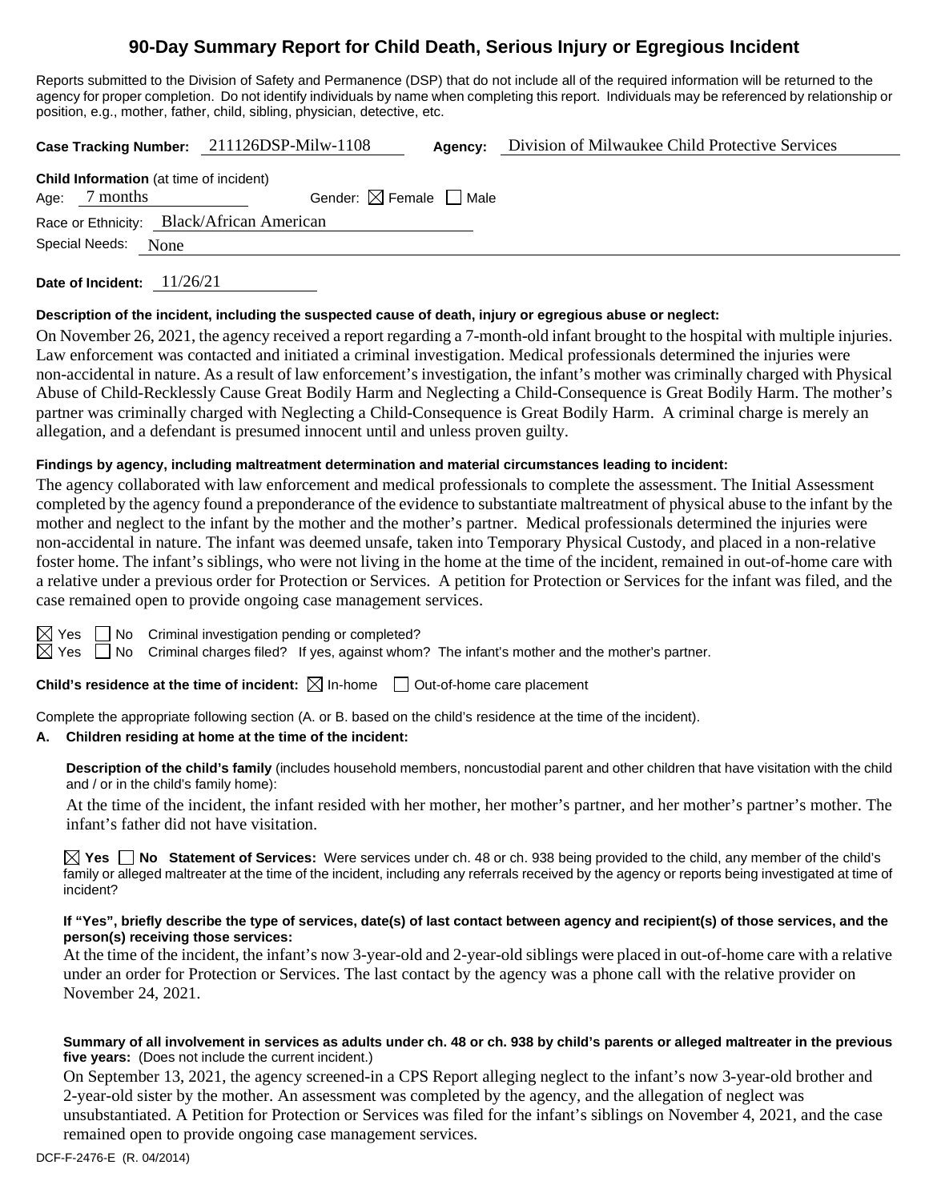# 90-Day Summary Report for Child Death, Serious Injury or Egregious Incident

Reports submitted to the Division of Safety and Permanence (DSP) that do not include all of the required information will be returned to the agency for proper completion. Do not identify individuals by name when completing this report. Individuals may be referenced by relationship or position, e.g., mother, father, child, sibling, physician, detective, etc.

**Case Tracking Number:** 211126DSP-Milw-1108 **Agency:** Division of Milwaukee Child Protective Services

**Child Information** (at time of incident)

Age: 7 months Gender: ☒ Female ☐ Male

Race or Ethnicity: Black/African American

Special Needs: None

**Date of Incident:** 11/26/21

**Description of the incident, including the suspected cause of death, injury or egregious abuse or neglect:**

On November 26, 2021, the agency received a report regarding a 7-month-old infant brought to the hospital with multiple injuries. Law enforcement was contacted and initiated a criminal investigation. Medical professionals determined the injuries were non-accidental in nature. As a result of law enforcement's investigation, the infant's mother was criminally charged with Physical Abuse of Child-Recklessly Cause Great Bodily Harm and Neglecting a Child-Consequence is Great Bodily Harm. The mother's partner was criminally charged with Neglecting a Child-Consequence is Great Bodily Harm. A criminal charge is merely an allegation, and a defendant is presumed innocent until and unless proven guilty.

**Findings by agency, including maltreatment determination and material circumstances leading to incident:**

The agency collaborated with law enforcement and medical professionals to complete the assessment. The Initial Assessment completed by the agency found a preponderance of the evidence to substantiate maltreatment of physical abuse to the infant by the mother and neglect to the infant by the mother and the mother's partner. Medical professionals determined the injuries were non-accidental in nature. The infant was deemed unsafe, taken into Temporary Physical Custody, and placed in a non-relative foster home. The infant's siblings, who were not living in the home at the time of the incident, remained in out-of-home care with a relative under a previous order for Protection or Services. A petition for Protection or Services for the infant was filed, and the case remained open to provide ongoing case management services.

☒ Yes ☐ No Criminal investigation pending or completed?

☒ Yes ☐ No Criminal charges filed? If yes, against whom? The infant's mother and the mother's partner.

**Child's residence at the time of incident:** ☒ In-home ☐ Out-of-home care placement

Complete the appropriate following section (A. or B. based on the child's residence at the time of the incident).

**A. Children residing at home at the time of the incident:**

**Description of the child's family** (includes household members, noncustodial parent and other children that have visitation with the child and / or in the child's family home):

At the time of the incident, the infant resided with her mother, her mother's partner, and her mother's partner's mother. The infant's father did not have visitation.

☒ **Yes** ☐ **No Statement of Services:** Were services under ch. 48 or ch. 938 being provided to the child, any member of the child's family or alleged maltreater at the time of the incident, including any referrals received by the agency or reports being investigated at time of incident?

**If "Yes", briefly describe the type of services, date(s) of last contact between agency and recipient(s) of those services, and the person(s) receiving those services:**

At the time of the incident, the infant's now 3-year-old and 2-year-old siblings were placed in out-of-home care with a relative under an order for Protection or Services. The last contact by the agency was a phone call with the relative provider on November 24, 2021.

**Summary of all involvement in services as adults under ch. 48 or ch. 938 by child's parents or alleged maltreater in the previous five years:** (Does not include the current incident.)

On September 13, 2021, the agency screened-in a CPS Report alleging neglect to the infant's now 3-year-old brother and 2-year-old sister by the mother. An assessment was completed by the agency, and the allegation of neglect was unsubstantiated. A Petition for Protection or Services was filed for the infant's siblings on November 4, 2021, and the case remained open to provide ongoing case management services.

DCF-F-2476-E (R. 04/2014)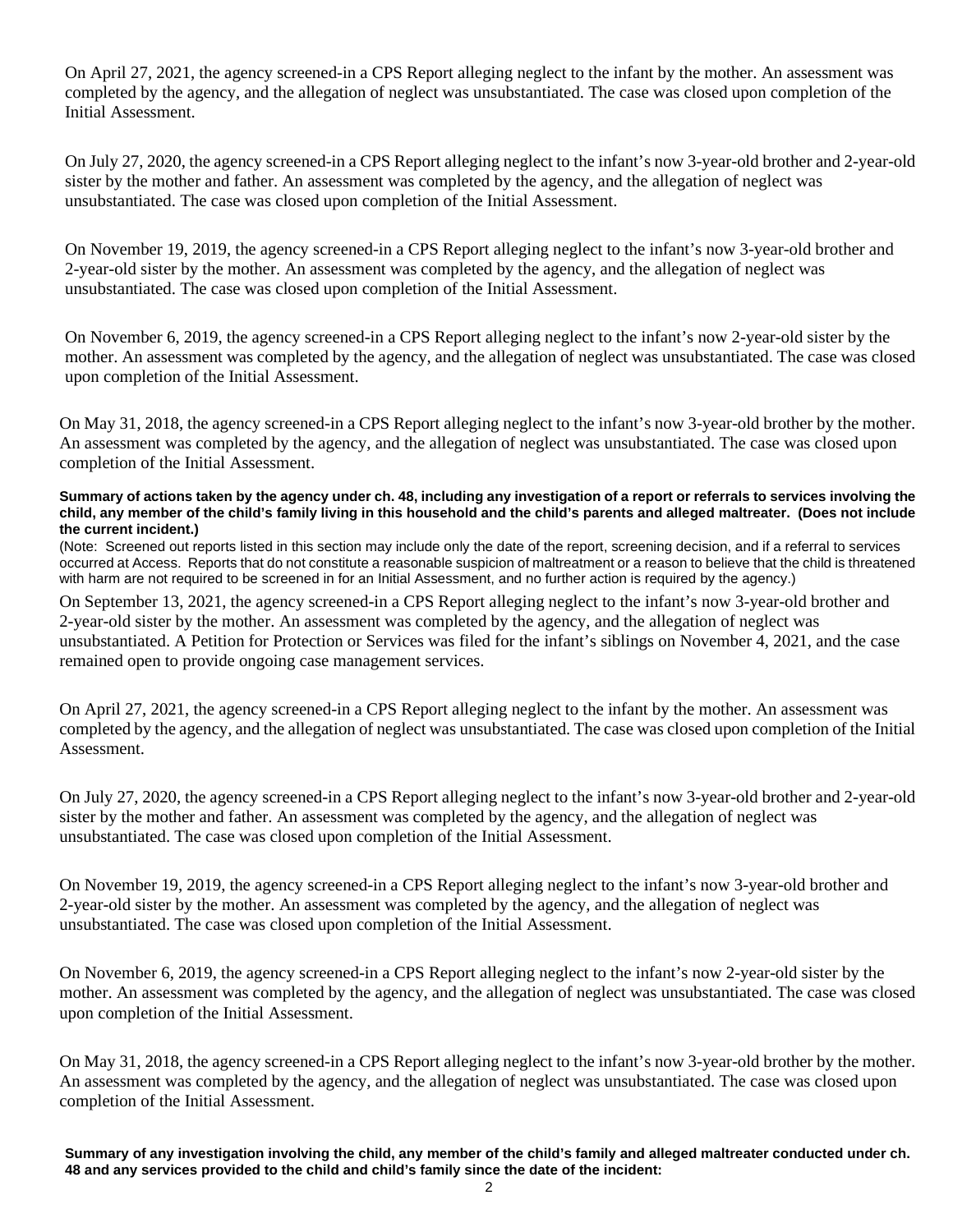On April 27, 2021, the agency screened-in a CPS Report alleging neglect to the infant by the mother. An assessment was completed by the agency, and the allegation of neglect was unsubstantiated. The case was closed upon completion of the Initial Assessment.

On July 27, 2020, the agency screened-in a CPS Report alleging neglect to the infant's now 3-year-old brother and 2-year-old sister by the mother and father. An assessment was completed by the agency, and the allegation of neglect was unsubstantiated. The case was closed upon completion of the Initial Assessment.

On November 19, 2019, the agency screened-in a CPS Report alleging neglect to the infant's now 3-year-old brother and 2-year-old sister by the mother. An assessment was completed by the agency, and the allegation of neglect was unsubstantiated. The case was closed upon completion of the Initial Assessment.

On November 6, 2019, the agency screened-in a CPS Report alleging neglect to the infant's now 2-year-old sister by the mother. An assessment was completed by the agency, and the allegation of neglect was unsubstantiated. The case was closed upon completion of the Initial Assessment.

On May 31, 2018, the agency screened-in a CPS Report alleging neglect to the infant's now 3-year-old brother by the mother. An assessment was completed by the agency, and the allegation of neglect was unsubstantiated. The case was closed upon completion of the Initial Assessment.

**Summary of actions taken by the agency under ch. 48, including any investigation of a report or referrals to services involving the child, any member of the child's family living in this household and the child's parents and alleged maltreater. (Does not include the current incident.)**

(Note: Screened out reports listed in this section may include only the date of the report, screening decision, and if a referral to services occurred at Access. Reports that do not constitute a reasonable suspicion of maltreatment or a reason to believe that the child is threatened with harm are not required to be screened in for an Initial Assessment, and no further action is required by the agency.)

On September 13, 2021, the agency screened-in a CPS Report alleging neglect to the infant's now 3-year-old brother and 2-year-old sister by the mother. An assessment was completed by the agency, and the allegation of neglect was unsubstantiated. A Petition for Protection or Services was filed for the infant's siblings on November 4, 2021, and the case remained open to provide ongoing case management services.

On April 27, 2021, the agency screened-in a CPS Report alleging neglect to the infant by the mother. An assessment was completed by the agency, and the allegation of neglect was unsubstantiated. The case was closed upon completion of the Initial Assessment.

On July 27, 2020, the agency screened-in a CPS Report alleging neglect to the infant's now 3-year-old brother and 2-year-old sister by the mother and father. An assessment was completed by the agency, and the allegation of neglect was unsubstantiated. The case was closed upon completion of the Initial Assessment.

On November 19, 2019, the agency screened-in a CPS Report alleging neglect to the infant's now 3-year-old brother and 2-year-old sister by the mother. An assessment was completed by the agency, and the allegation of neglect was unsubstantiated. The case was closed upon completion of the Initial Assessment.

On November 6, 2019, the agency screened-in a CPS Report alleging neglect to the infant's now 2-year-old sister by the mother. An assessment was completed by the agency, and the allegation of neglect was unsubstantiated. The case was closed upon completion of the Initial Assessment.

On May 31, 2018, the agency screened-in a CPS Report alleging neglect to the infant's now 3-year-old brother by the mother. An assessment was completed by the agency, and the allegation of neglect was unsubstantiated. The case was closed upon completion of the Initial Assessment.

**Summary of any investigation involving the child, any member of the child's family and alleged maltreater conducted under ch. 48 and any services provided to the child and child's family since the date of the incident:**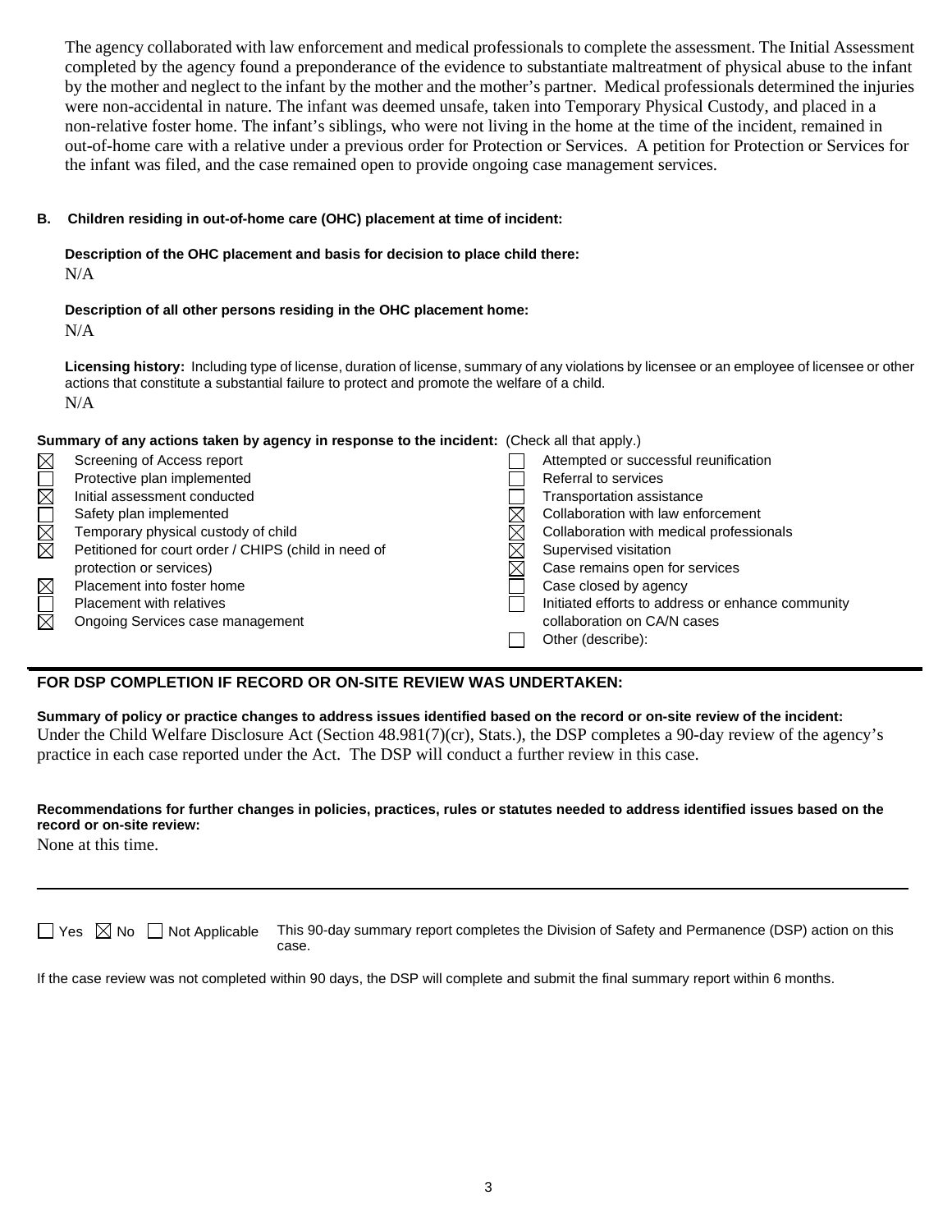The agency collaborated with law enforcement and medical professionals to complete the assessment. The Initial Assessment completed by the agency found a preponderance of the evidence to substantiate maltreatment of physical abuse to the infant by the mother and neglect to the infant by the mother and the mother's partner. Medical professionals determined the injuries were non-accidental in nature. The infant was deemed unsafe, taken into Temporary Physical Custody, and placed in a non-relative foster home. The infant's siblings, who were not living in the home at the time of the incident, remained in out-of-home care with a relative under a previous order for Protection or Services. A petition for Protection or Services for the infant was filed, and the case remained open to provide ongoing case management services.

**B. Children residing in out-of-home care (OHC) placement at time of incident:**

**Description of the OHC placement and basis for decision to place child there:**
N/A

**Description of all other persons residing in the OHC placement home:**
N/A

**Licensing history:** Including type of license, duration of license, summary of any violations by licensee or an employee of licensee or other actions that constitute a substantial failure to protect and promote the welfare of a child.
N/A

**Summary of any actions taken by agency in response to the incident:** (Check all that apply.)

- [x] Screening of Access report
- [ ] Protective plan implemented
- [x] Initial assessment conducted
- [ ] Safety plan implemented
- [x] Temporary physical custody of child
- [x] Petitioned for court order / CHIPS (child in need of protection or services)
- [x] Placement into foster home
- [ ] Placement with relatives
- [x] Ongoing Services case management
- [ ] Attempted or successful reunification
- [ ] Referral to services
- [ ] Transportation assistance
- [x] Collaboration with law enforcement
- [x] Collaboration with medical professionals
- [x] Supervised visitation
- [x] Case remains open for services
- [ ] Case closed by agency
- [ ] Initiated efforts to address or enhance community collaboration on CA/N cases
- [ ] Other (describe):

## FOR DSP COMPLETION IF RECORD OR ON-SITE REVIEW WAS UNDERTAKEN:

**Summary of policy or practice changes to address issues identified based on the record or on-site review of the incident:**
Under the Child Welfare Disclosure Act (Section 48.981(7)(cr), Stats.), the DSP completes a 90-day review of the agency's practice in each case reported under the Act. The DSP will conduct a further review in this case.

**Recommendations for further changes in policies, practices, rules or statutes needed to address identified issues based on the record or on-site review:**
None at this time.

☐ Yes ☒ No ☐ Not Applicable This 90-day summary report completes the Division of Safety and Permanence (DSP) action on this case.

If the case review was not completed within 90 days, the DSP will complete and submit the final summary report within 6 months.